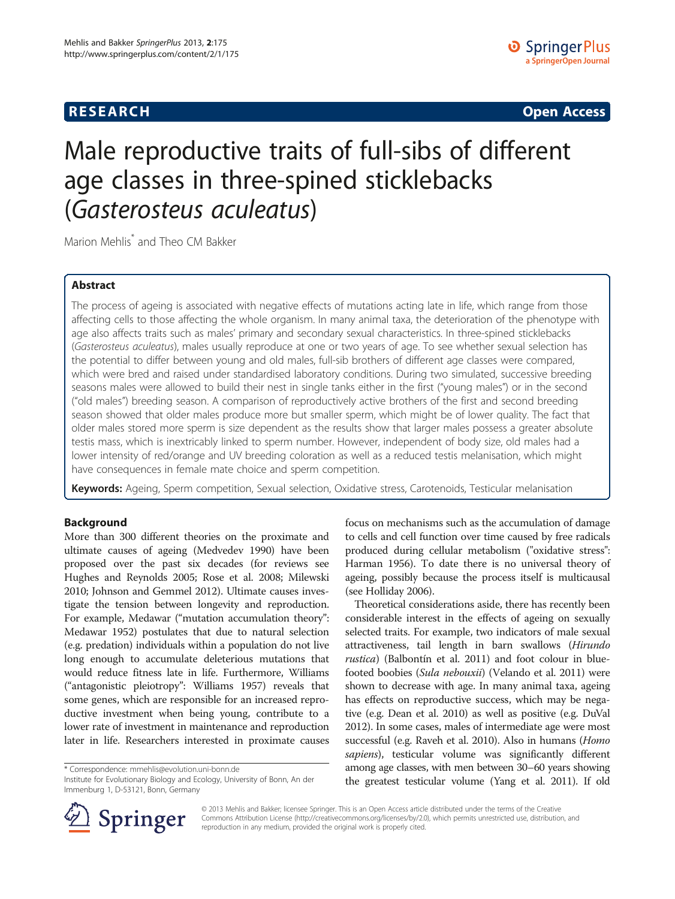**RESEARCH** **Open Access**

# Male reproductive traits of full-sibs of different age classes in three-spined sticklebacks (*Gasterosteus aculeatus*)

Marion Mehlis* and Theo CM Bakker

## Abstract

The process of ageing is associated with negative effects of mutations acting late in life, which range from those affecting cells to those affecting the whole organism. In many animal taxa, the deterioration of the phenotype with age also affects traits such as males' primary and secondary sexual characteristics. In three-spined sticklebacks (*Gasterosteus aculeatus*), males usually reproduce at one or two years of age. To see whether sexual selection has the potential to differ between young and old males, full-sib brothers of different age classes were compared, which were bred and raised under standardised laboratory conditions. During two simulated, successive breeding seasons males were allowed to build their nest in single tanks either in the first ("young males") or in the second ("old males") breeding season. A comparison of reproductively active brothers of the first and second breeding season showed that older males produce more but smaller sperm, which might be of lower quality. The fact that older males stored more sperm is size dependent as the results show that larger males possess a greater absolute testis mass, which is inextricably linked to sperm number. However, independent of body size, old males had a lower intensity of red/orange and UV breeding coloration as well as a reduced testis melanisation, which might have consequences in female mate choice and sperm competition.

**Keywords:** Ageing, Sperm competition, Sexual selection, Oxidative stress, Carotenoids, Testicular melanisation

## Background

More than 300 different theories on the proximate and ultimate causes of ageing (Medvedev 1990) have been proposed over the past six decades (for reviews see Hughes and Reynolds 2005; Rose et al. 2008; Milewski 2010; Johnson and Gemmel 2012). Ultimate causes investigate the tension between longevity and reproduction. For example, Medawar ("mutation accumulation theory": Medawar 1952) postulates that due to natural selection (e.g. predation) individuals within a population do not live long enough to accumulate deleterious mutations that would reduce fitness late in life. Furthermore, Williams ("antagonistic pleiotropy": Williams 1957) reveals that some genes, which are responsible for an increased reproductive investment when being young, contribute to a lower rate of investment in maintenance and reproduction later in life. Researchers interested in proximate causes focus on mechanisms such as the accumulation of damage to cells and cell function over time caused by free radicals produced during cellular metabolism ("oxidative stress": Harman 1956). To date there is no universal theory of ageing, possibly because the process itself is multicausal (see Holliday 2006).

Theoretical considerations aside, there has recently been considerable interest in the effects of ageing on sexually selected traits. For example, two indicators of male sexual attractiveness, tail length in barn swallows (*Hirundo rustica*) (Balbontín et al. 2011) and foot colour in blue-footed boobies (*Sula nebouxii*) (Velando et al. 2011) were shown to decrease with age. In many animal taxa, ageing has effects on reproductive success, which may be negative (e.g. Dean et al. 2010) as well as positive (e.g. DuVal 2012). In some cases, males of intermediate age were most successful (e.g. Raveh et al. 2010). Also in humans (*Homo sapiens*), testicular volume was significantly different among age classes, with men between 30–60 years showing the greatest testicular volume (Yang et al. 2011). If old

* Correspondence: mmehlis@evolution.uni-bonn.de
Institute for Evolutionary Biology and Ecology, University of Bonn, An der Immenburg 1, D-53121, Bonn, Germany

© 2013 Mehlis and Bakker; licensee Springer. This is an Open Access article distributed under the terms of the Creative Commons Attribution License (http://creativecommons.org/licenses/by/2.0), which permits unrestricted use, distribution, and reproduction in any medium, provided the original work is properly cited.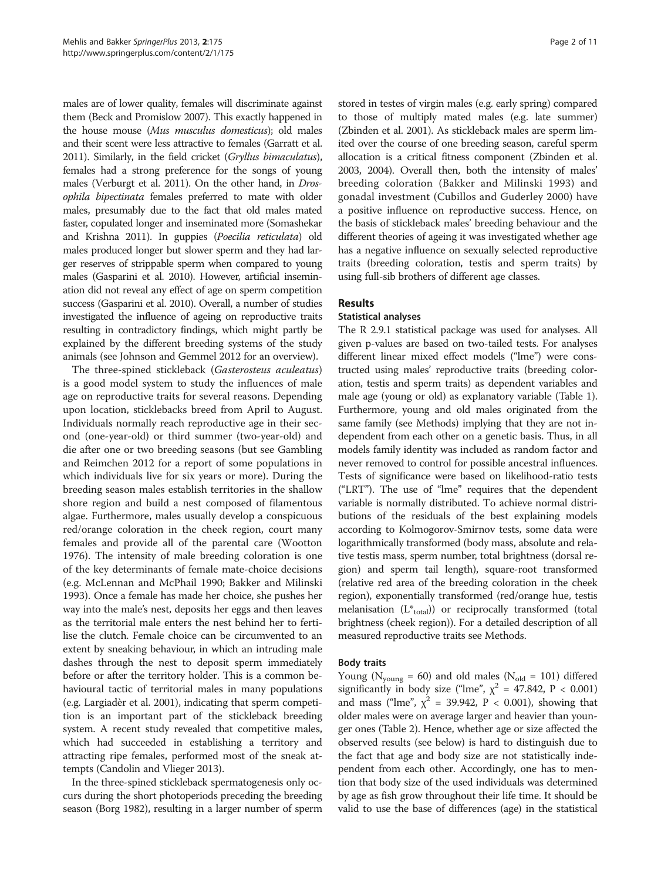males are of lower quality, females will discriminate against them (Beck and Promislow 2007). This exactly happened in the house mouse (*Mus musculus domesticus*); old males and their scent were less attractive to females (Garratt et al. 2011). Similarly, in the field cricket (*Gryllus bimaculatus*), females had a strong preference for the songs of young males (Verburgt et al. 2011). On the other hand, in *Drosophila bipectinata* females preferred to mate with older males, presumably due to the fact that old males mated faster, copulated longer and inseminated more (Somashekar and Krishna 2011). In guppies (*Poecilia reticulata*) old males produced longer but slower sperm and they had larger reserves of strippable sperm when compared to young males (Gasparini et al. 2010). However, artificial insemination did not reveal any effect of age on sperm competition success (Gasparini et al. 2010). Overall, a number of studies investigated the influence of ageing on reproductive traits resulting in contradictory findings, which might partly be explained by the different breeding systems of the study animals (see Johnson and Gemmel 2012 for an overview).

The three-spined stickleback (*Gasterosteus aculeatus*) is a good model system to study the influences of male age on reproductive traits for several reasons. Depending upon location, sticklebacks breed from April to August. Individuals normally reach reproductive age in their second (one-year-old) or third summer (two-year-old) and die after one or two breeding seasons (but see Gambling and Reimchen 2012 for a report of some populations in which individuals live for six years or more). During the breeding season males establish territories in the shallow shore region and build a nest composed of filamentous algae. Furthermore, males usually develop a conspicuous red/orange coloration in the cheek region, court many females and provide all of the parental care (Wootton 1976). The intensity of male breeding coloration is one of the key determinants of female mate-choice decisions (e.g. McLennan and McPhail 1990; Bakker and Milinski 1993). Once a female has made her choice, she pushes her way into the male's nest, deposits her eggs and then leaves as the territorial male enters the nest behind her to fertilise the clutch. Female choice can be circumvented to an extent by sneaking behaviour, in which an intruding male dashes through the nest to deposit sperm immediately before or after the territory holder. This is a common behavioural tactic of territorial males in many populations (e.g. Largiadèr et al. 2001), indicating that sperm competition is an important part of the stickleback breeding system. A recent study revealed that competitive males, which had succeeded in establishing a territory and attracting ripe females, performed most of the sneak attempts (Candolin and Vlieger 2013).

In the three-spined stickleback spermatogenesis only occurs during the short photoperiods preceding the breeding season (Borg 1982), resulting in a larger number of sperm stored in testes of virgin males (e.g. early spring) compared to those of multiply mated males (e.g. late summer) (Zbinden et al. 2001). As stickleback males are sperm limited over the course of one breeding season, careful sperm allocation is a critical fitness component (Zbinden et al. 2003, 2004). Overall then, both the intensity of males' breeding coloration (Bakker and Milinski 1993) and gonadal investment (Cubillos and Guderley 2000) have a positive influence on reproductive success. Hence, on the basis of stickleback males' breeding behaviour and the different theories of ageing it was investigated whether age has a negative influence on sexually selected reproductive traits (breeding coloration, testis and sperm traits) by using full-sib brothers of different age classes.

## Results

### Statistical analyses

The R 2.9.1 statistical package was used for analyses. All given p-values are based on two-tailed tests. For analyses different linear mixed effect models ("lme") were constructed using males' reproductive traits (breeding coloration, testis and sperm traits) as dependent variables and male age (young or old) as explanatory variable (Table 1). Furthermore, young and old males originated from the same family (see Methods) implying that they are not independent from each other on a genetic basis. Thus, in all models family identity was included as random factor and never removed to control for possible ancestral influences. Tests of significance were based on likelihood-ratio tests ("LRT"). The use of "lme" requires that the dependent variable is normally distributed. To achieve normal distributions of the residuals of the best explaining models according to Kolmogorov-Smirnov tests, some data were logarithmically transformed (body mass, absolute and relative testis mass, sperm number, total brightness (dorsal region) and sperm tail length), square-root transformed (relative red area of the breeding coloration in the cheek region), exponentially transformed (red/orange hue, testis melanisation ($L^*_{total}$)) or reciprocally transformed (total brightness (cheek region)). For a detailed description of all measured reproductive traits see Methods.

### Body traits

Young ($N_{young}$ = 60) and old males ($N_{old}$ = 101) differed significantly in body size ("lme", $\chi^2$ = 47.842, $P < 0.001$) and mass ("lme", $\chi^2$ = 39.942, $P < 0.001$), showing that older males were on average larger and heavier than younger ones (Table 2). Hence, whether age or size affected the observed results (see below) is hard to distinguish due to the fact that age and body size are not statistically independent from each other. Accordingly, one has to mention that body size of the used individuals was determined by age as fish grow throughout their life time. It should be valid to use the base of differences (age) in the statistical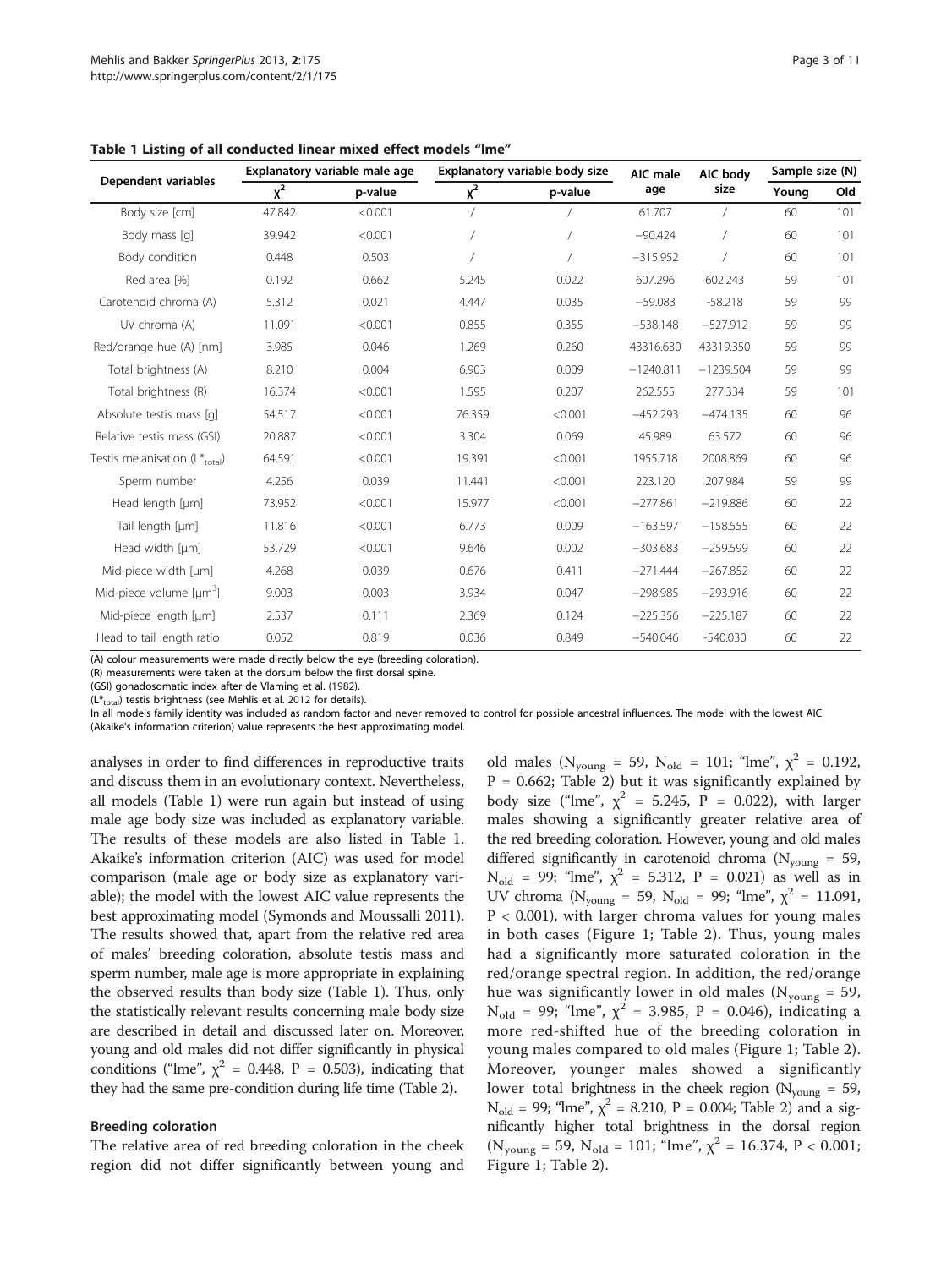**Table 1 Listing of all conducted linear mixed effect models "lme"**

| Dependent variables | Explanatory variable male age | | Explanatory variable body size | | AIC male age | AIC body size | Sample size (N) | |
|---|---|---|---|---|---|---|---|---|
| | $\chi^2$ | p-value | $\chi^2$ | p-value | | | Young | Old |
| Body size [cm] | 47.842 | <0.001 | / | / | 61.707 | / | 60 | 101 |
| Body mass [g] | 39.942 | <0.001 | / | / | −90.424 | / | 60 | 101 |
| Body condition | 0.448 | 0.503 | / | / | −315.952 | / | 60 | 101 |
| Red area [%] | 0.192 | 0.662 | 5.245 | 0.022 | 607.296 | 602.243 | 59 | 101 |
| Carotenoid chroma (A) | 5.312 | 0.021 | 4.447 | 0.035 | −59.083 | -58.218 | 59 | 99 |
| UV chroma (A) | 11.091 | <0.001 | 0.855 | 0.355 | −538.148 | −527.912 | 59 | 99 |
| Red/orange hue (A) [nm] | 3.985 | 0.046 | 1.269 | 0.260 | 43316.630 | 43319.350 | 59 | 99 |
| Total brightness (A) | 8.210 | 0.004 | 6.903 | 0.009 | −1240.811 | −1239.504 | 59 | 99 |
| Total brightness (R) | 16.374 | <0.001 | 1.595 | 0.207 | 262.555 | 277.334 | 59 | 101 |
| Absolute testis mass [g] | 54.517 | <0.001 | 76.359 | <0.001 | −452.293 | −474.135 | 60 | 96 |
| Relative testis mass (GSI) | 20.887 | <0.001 | 3.304 | 0.069 | 45.989 | 63.572 | 60 | 96 |
| Testis melanisation ($L^*_{total}$) | 64.591 | <0.001 | 19.391 | <0.001 | 1955.718 | 2008.869 | 60 | 96 |
| Sperm number | 4.256 | 0.039 | 11.441 | <0.001 | 223.120 | 207.984 | 59 | 99 |
| Head length [μm] | 73.952 | <0.001 | 15.977 | <0.001 | −277.861 | −219.886 | 60 | 22 |
| Tail length [μm] | 11.816 | <0.001 | 6.773 | 0.009 | −163.597 | −158.555 | 60 | 22 |
| Head width [μm] | 53.729 | <0.001 | 9.646 | 0.002 | −303.683 | −259.599 | 60 | 22 |
| Mid-piece width [μm] | 4.268 | 0.039 | 0.676 | 0.411 | −271.444 | −267.852 | 60 | 22 |
| Mid-piece volume [$\mu m^3$] | 9.003 | 0.003 | 3.934 | 0.047 | −298.985 | −293.916 | 60 | 22 |
| Mid-piece length [μm] | 2.537 | 0.111 | 2.369 | 0.124 | −225.356 | −225.187 | 60 | 22 |
| Head to tail length ratio | 0.052 | 0.819 | 0.036 | 0.849 | −540.046 | -540.030 | 60 | 22 |

(A) colour measurements were made directly below the eye (breeding coloration).
(R) measurements were taken at the dorsum below the first dorsal spine.
(GSI) gonadosomatic index after de Vlaming et al. (1982).
($L^*_{total}$) testis brightness (see Mehlis et al. 2012 for details).
In all models family identity was included as random factor and never removed to control for possible ancestral influences. The model with the lowest AIC (Akaike's information criterion) value represents the best approximating model.

analyses in order to find differences in reproductive traits and discuss them in an evolutionary context. Nevertheless, all models (Table 1) were run again but instead of using male age body size was included as explanatory variable. The results of these models are also listed in Table 1. Akaike's information criterion (AIC) was used for model comparison (male age or body size as explanatory variable); the model with the lowest AIC value represents the best approximating model (Symonds and Moussalli 2011). The results showed that, apart from the relative red area of males' breeding coloration, absolute testis mass and sperm number, male age is more appropriate in explaining the observed results than body size (Table 1). Thus, only the statistically relevant results concerning male body size are described in detail and discussed later on. Moreover, young and old males did not differ significantly in physical conditions ("lme", $\chi^2$ = 0.448, P = 0.503), indicating that they had the same pre-condition during life time (Table 2).

### Breeding coloration

The relative area of red breeding coloration in the cheek region did not differ significantly between young and old males ($N_{young}$ = 59, $N_{old}$ = 101; "lme", $\chi^2$ = 0.192, P = 0.662; Table 2) but it was significantly explained by body size ("lme", $\chi^2$ = 5.245, P = 0.022), with larger males showing a significantly greater relative area of the red breeding coloration. However, young and old males differed significantly in carotenoid chroma ($N_{young}$ = 59, $N_{old}$ = 99; "lme", $\chi^2$ = 5.312, P = 0.021) as well as in UV chroma ($N_{young}$ = 59, $N_{old}$ = 99; "lme", $\chi^2$ = 11.091, P < 0.001), with larger chroma values for young males in both cases (Figure 1; Table 2). Thus, young males had a significantly more saturated coloration in the red/orange spectral region. In addition, the red/orange hue was significantly lower in old males ($N_{young}$ = 59, $N_{old}$ = 99; "lme", $\chi^2$ = 3.985, P = 0.046), indicating a more red-shifted hue of the breeding coloration in young males compared to old males (Figure 1; Table 2). Moreover, younger males showed a significantly lower total brightness in the cheek region ($N_{young}$ = 59, $N_{old}$ = 99; "lme", $\chi^2$ = 8.210, P = 0.004; Table 2) and a significantly higher total brightness in the dorsal region ($N_{young}$ = 59, $N_{old}$ = 101; "lme", $\chi^2$ = 16.374, P < 0.001; Figure 1; Table 2).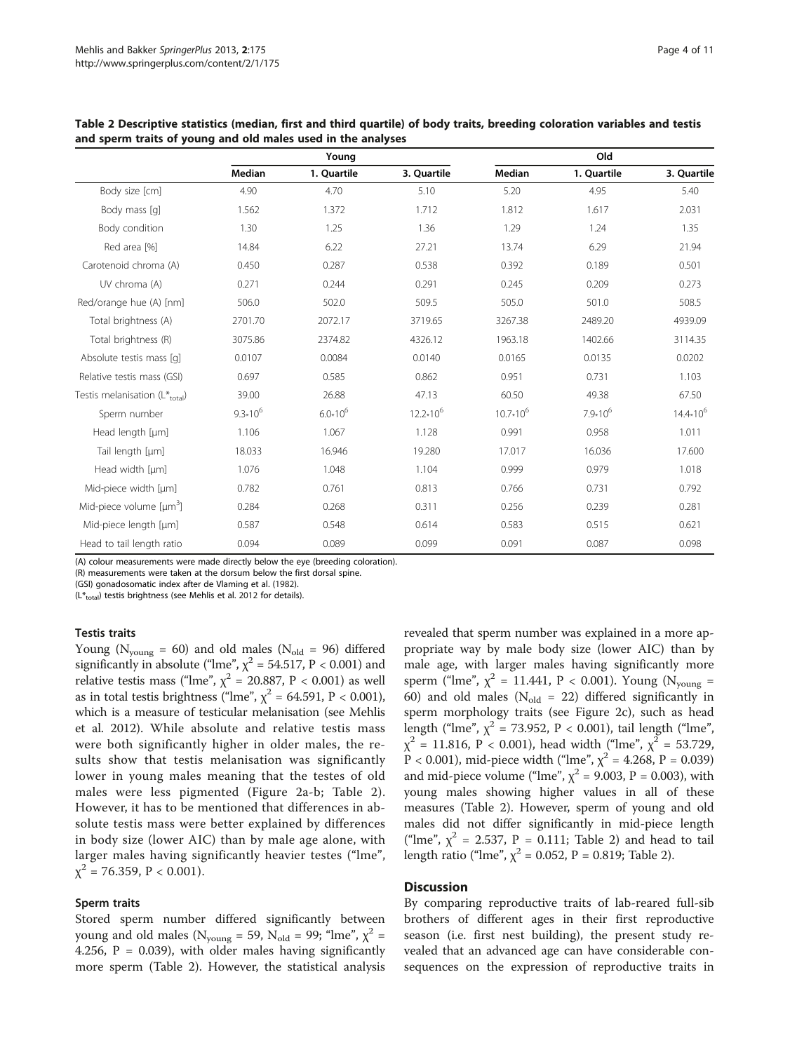**Table 2 Descriptive statistics (median, first and third quartile) of body traits, breeding coloration variables and testis and sperm traits of young and old males used in the analyses**

| | Young | | | Old | | |
|---|---|---|---|---|---|---|
| | Median | 1. Quartile | 3. Quartile | Median | 1. Quartile | 3. Quartile |
| Body size [cm] | 4.90 | 4.70 | 5.10 | 5.20 | 4.95 | 5.40 |
| Body mass [g] | 1.562 | 1.372 | 1.712 | 1.812 | 1.617 | 2.031 |
| Body condition | 1.30 | 1.25 | 1.36 | 1.29 | 1.24 | 1.35 |
| Red area [%] | 14.84 | 6.22 | 27.21 | 13.74 | 6.29 | 21.94 |
| Carotenoid chroma (A) | 0.450 | 0.287 | 0.538 | 0.392 | 0.189 | 0.501 |
| UV chroma (A) | 0.271 | 0.244 | 0.291 | 0.245 | 0.209 | 0.273 |
| Red/orange hue (A) [nm] | 506.0 | 502.0 | 509.5 | 505.0 | 501.0 | 508.5 |
| Total brightness (A) | 2701.70 | 2072.17 | 3719.65 | 3267.38 | 2489.20 | 4939.09 |
| Total brightness (R) | 3075.86 | 2374.82 | 4326.12 | 1963.18 | 1402.66 | 3114.35 |
| Absolute testis mass [g] | 0.0107 | 0.0084 | 0.0140 | 0.0165 | 0.0135 | 0.0202 |
| Relative testis mass (GSI) | 0.697 | 0.585 | 0.862 | 0.951 | 0.731 | 1.103 |
| Testis melanisation ($L^*_{total}$) | 39.00 | 26.88 | 47.13 | 60.50 | 49.38 | 67.50 |
| Sperm number | $9.3*10^6$ | $6.0*10^6$ | $12.2*10^6$ | $10.7*10^6$ | $7.9*10^6$ | $14.4*10^6$ |
| Head length [µm] | 1.106 | 1.067 | 1.128 | 0.991 | 0.958 | 1.011 |
| Tail length [µm] | 18.033 | 16.946 | 19.280 | 17.017 | 16.036 | 17.600 |
| Head width [µm] | 1.076 | 1.048 | 1.104 | 0.999 | 0.979 | 1.018 |
| Mid-piece width [µm] | 0.782 | 0.761 | 0.813 | 0.766 | 0.731 | 0.792 |
| Mid-piece volume [$µm^3$] | 0.284 | 0.268 | 0.311 | 0.256 | 0.239 | 0.281 |
| Mid-piece length [µm] | 0.587 | 0.548 | 0.614 | 0.583 | 0.515 | 0.621 |
| Head to tail length ratio | 0.094 | 0.089 | 0.099 | 0.091 | 0.087 | 0.098 |

(A) colour measurements were made directly below the eye (breeding coloration).
(R) measurements were taken at the dorsum below the first dorsal spine.
(GSI) gonadosomatic index after de Vlaming et al. (1982).
($L^*_{total}$) testis brightness (see Mehlis et al. 2012 for details).

### Testis traits

Young ($N_{young}$ = 60) and old males ($N_{old}$ = 96) differed significantly in absolute ("lme", $\chi^2$ = 54.517, P < 0.001) and relative testis mass ("lme", $\chi^2$ = 20.887, P < 0.001) as well as in total testis brightness ("lme", $\chi^2$ = 64.591, P < 0.001), which is a measure of testicular melanisation (see Mehlis et al. 2012). While absolute and relative testis mass were both significantly higher in older males, the results show that testis melanisation was significantly lower in young males meaning that the testes of old males were less pigmented (Figure 2a-b; Table 2). However, it has to be mentioned that differences in absolute testis mass were better explained by differences in body size (lower AIC) than by male age alone, with larger males having significantly heavier testes ("lme", $\chi^2$ = 76.359, P < 0.001).

### Sperm traits

Stored sperm number differed significantly between young and old males ($N_{young}$ = 59, $N_{old}$ = 99; "lme", $\chi^2$ = 4.256, P = 0.039), with older males having significantly more sperm (Table 2). However, the statistical analysis revealed that sperm number was explained in a more appropriate way by male body size (lower AIC) than by male age, with larger males having significantly more sperm ("lme", $\chi^2$ = 11.441, P < 0.001). Young ($N_{young}$ = 60) and old males ($N_{old}$ = 22) differed significantly in sperm morphology traits (see Figure 2c), such as head length ("lme", $\chi^2$ = 73.952, P < 0.001), tail length ("lme", $\chi^2$ = 11.816, P < 0.001), head width ("lme", $\chi^2$ = 53.729, P < 0.001), mid-piece width ("lme", $\chi^2$ = 4.268, P = 0.039) and mid-piece volume ("lme", $\chi^2$ = 9.003, P = 0.003), with young males showing higher values in all of these measures (Table 2). However, sperm of young and old males did not differ significantly in mid-piece length ("lme", $\chi^2$ = 2.537, P = 0.111; Table 2) and head to tail length ratio ("lme", $\chi^2$ = 0.052, P = 0.819; Table 2).

## Discussion

By comparing reproductive traits of lab-reared full-sib brothers of different ages in their first reproductive season (i.e. first nest building), the present study revealed that an advanced age can have considerable consequences on the expression of reproductive traits in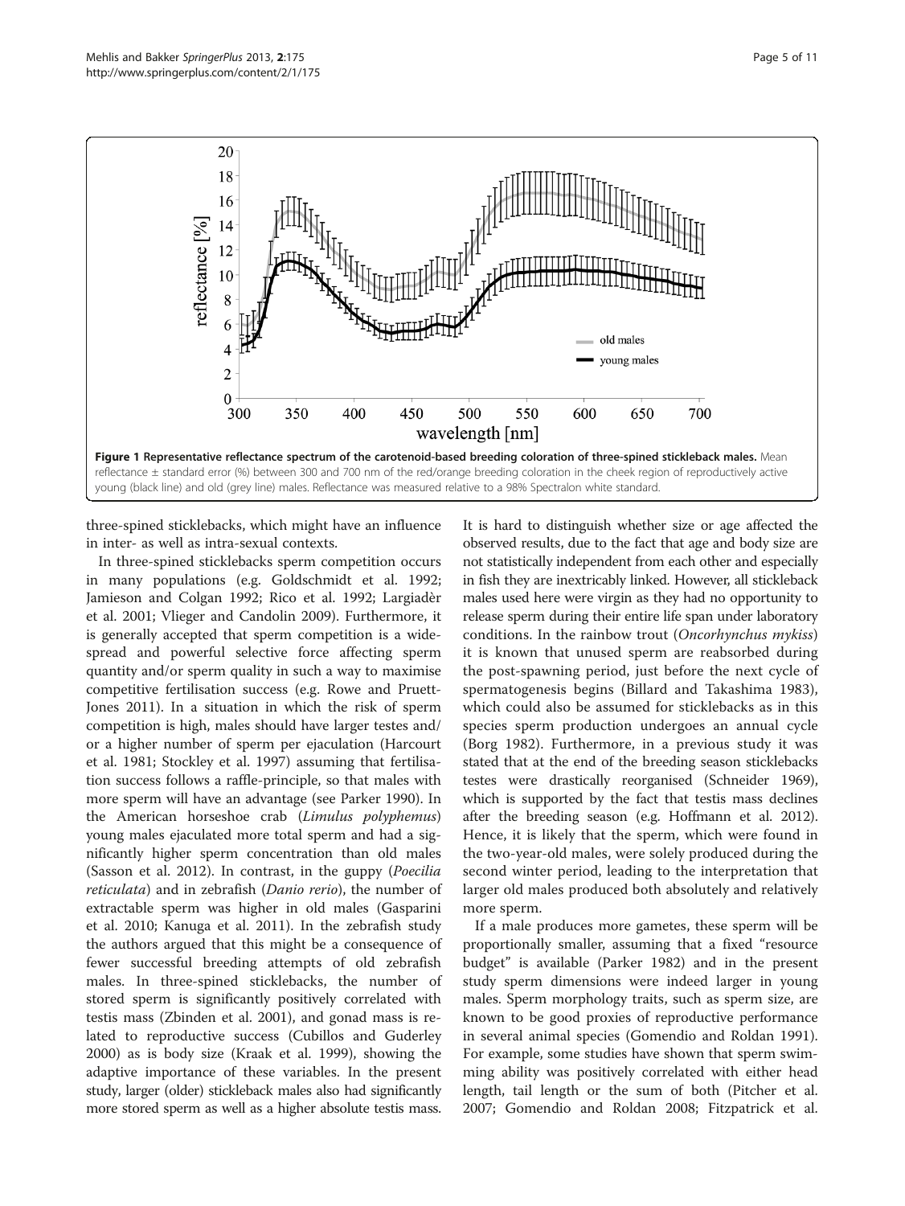**Figure 1 Representative reflectance spectrum of the carotenoid-based breeding coloration of three-spined stickleback males.** Mean reflectance ± standard error (%) between 300 and 700 nm of the red/orange breeding coloration in the cheek region of reproductively active young (black line) and old (grey line) males. Reflectance was measured relative to a 98% Spectralon white standard.

three-spined sticklebacks, which might have an influence in inter- as well as intra-sexual contexts.

In three-spined sticklebacks sperm competition occurs in many populations (e.g. Goldschmidt et al. 1992; Jamieson and Colgan 1992; Rico et al. 1992; Largiadèr et al. 2001; Vlieger and Candolin 2009). Furthermore, it is generally accepted that sperm competition is a widespread and powerful selective force affecting sperm quantity and/or sperm quality in such a way to maximise competitive fertilisation success (e.g. Rowe and Pruett-Jones 2011). In a situation in which the risk of sperm competition is high, males should have larger testes and/or a higher number of sperm per ejaculation (Harcourt et al. 1981; Stockley et al. 1997) assuming that fertilisation success follows a raffle-principle, so that males with more sperm will have an advantage (see Parker 1990). In the American horseshoe crab (*Limulus polyphemus*) young males ejaculated more total sperm and had a significantly higher sperm concentration than old males (Sasson et al. 2012). In contrast, in the guppy (*Poecilia reticulata*) and in zebrafish (*Danio rerio*), the number of extractable sperm was higher in old males (Gasparini et al. 2010; Kanuga et al. 2011). In the zebrafish study the authors argued that this might be a consequence of fewer successful breeding attempts of old zebrafish males. In three-spined sticklebacks, the number of stored sperm is significantly positively correlated with testis mass (Zbinden et al. 2001), and gonad mass is related to reproductive success (Cubillos and Guderley 2000) as is body size (Kraak et al. 1999), showing the adaptive importance of these variables. In the present study, larger (older) stickleback males also had significantly more stored sperm as well as a higher absolute testis mass.

It is hard to distinguish whether size or age affected the observed results, due to the fact that age and body size are not statistically independent from each other and especially in fish they are inextricably linked. However, all stickleback males used here were virgin as they had no opportunity to release sperm during their entire life span under laboratory conditions. In the rainbow trout (*Oncorhynchus mykiss*) it is known that unused sperm are reabsorbed during the post-spawning period, just before the next cycle of spermatogenesis begins (Billard and Takashima 1983), which could also be assumed for sticklebacks as in this species sperm production undergoes an annual cycle (Borg 1982). Furthermore, in a previous study it was stated that at the end of the breeding season sticklebacks testes were drastically reorganised (Schneider 1969), which is supported by the fact that testis mass declines after the breeding season (e.g. Hoffmann et al. 2012). Hence, it is likely that the sperm, which were found in the two-year-old males, were solely produced during the second winter period, leading to the interpretation that larger old males produced both absolutely and relatively more sperm.

If a male produces more gametes, these sperm will be proportionally smaller, assuming that a fixed "resource budget" is available (Parker 1982) and in the present study sperm dimensions were indeed larger in young males. Sperm morphology traits, such as sperm size, are known to be good proxies of reproductive performance in several animal species (Gomendio and Roldan 1991). For example, some studies have shown that sperm swimming ability was positively correlated with either head length, tail length or the sum of both (Pitcher et al. 2007; Gomendio and Roldan 2008; Fitzpatrick et al.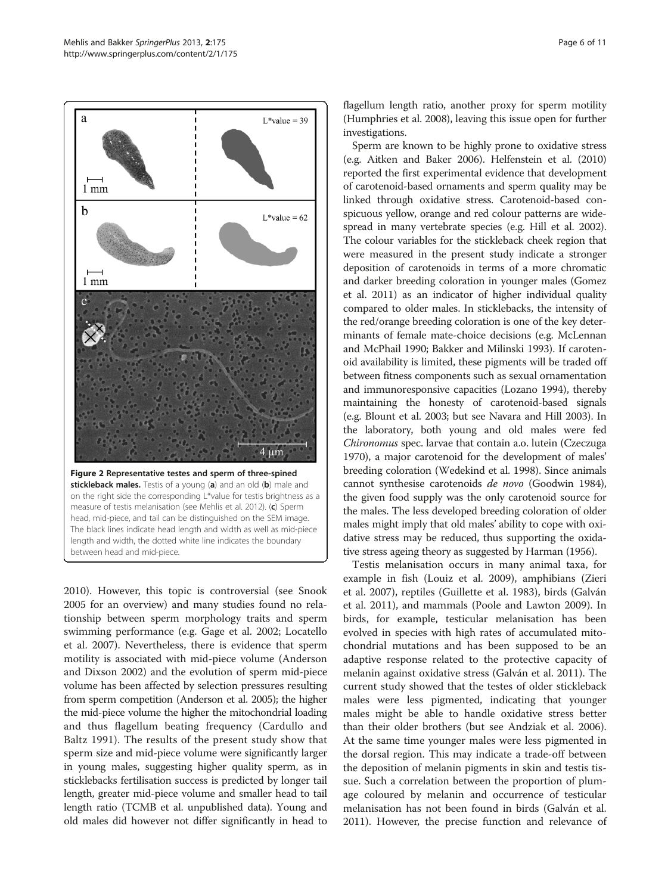Figure 2 Representative testes and sperm of three-spined stickleback males. Testis of a young (a) and an old (b) male and on the right side the corresponding L*value for testis brightness as a measure of testis melanisation (see Mehlis et al. 2012). (c) Sperm head, mid-piece, and tail can be distinguished on the SEM image. The black lines indicate head length and width as well as mid-piece length and width, the dotted white line indicates the boundary between head and mid-piece.

2010). However, this topic is controversial (see Snook 2005 for an overview) and many studies found no relationship between sperm morphology traits and sperm swimming performance (e.g. Gage et al. 2002; Locatello et al. 2007). Nevertheless, there is evidence that sperm motility is associated with mid-piece volume (Anderson and Dixson 2002) and the evolution of sperm mid-piece volume has been affected by selection pressures resulting from sperm competition (Anderson et al. 2005); the higher the mid-piece volume the higher the mitochondrial loading and thus flagellum beating frequency (Cardullo and Baltz 1991). The results of the present study show that sperm size and mid-piece volume were significantly larger in young males, suggesting higher quality sperm, as in sticklebacks fertilisation success is predicted by longer tail length, greater mid-piece volume and smaller head to tail length ratio (TCMB et al. unpublished data). Young and old males did however not differ significantly in head to flagellum length ratio, another proxy for sperm motility (Humphries et al. 2008), leaving this issue open for further investigations.

Sperm are known to be highly prone to oxidative stress (e.g. Aitken and Baker 2006). Helfenstein et al. (2010) reported the first experimental evidence that development of carotenoid-based ornaments and sperm quality may be linked through oxidative stress. Carotenoid-based conspicuous yellow, orange and red colour patterns are widespread in many vertebrate species (e.g. Hill et al. 2002). The colour variables for the stickleback cheek region that were measured in the present study indicate a stronger deposition of carotenoids in terms of a more chromatic and darker breeding coloration in younger males (Gomez et al. 2011) as an indicator of higher individual quality compared to older males. In sticklebacks, the intensity of the red/orange breeding coloration is one of the key determinants of female mate-choice decisions (e.g. McLennan and McPhail 1990; Bakker and Milinski 1993). If carotenoid availability is limited, these pigments will be traded off between fitness components such as sexual ornamentation and immunoresponsive capacities (Lozano 1994), thereby maintaining the honesty of carotenoid-based signals (e.g. Blount et al. 2003; but see Navara and Hill 2003). In the laboratory, both young and old males were fed *Chironomus* spec. larvae that contain a.o. lutein (Czeczuga 1970), a major carotenoid for the development of males' breeding coloration (Wedekind et al. 1998). Since animals cannot synthesise carotenoids *de novo* (Goodwin 1984), the given food supply was the only carotenoid source for the males. The less developed breeding coloration of older males might imply that old males' ability to cope with oxidative stress may be reduced, thus supporting the oxidative stress ageing theory as suggested by Harman (1956).

Testis melanisation occurs in many animal taxa, for example in fish (Louiz et al. 2009), amphibians (Zieri et al. 2007), reptiles (Guillette et al. 1983), birds (Galván et al. 2011), and mammals (Poole and Lawton 2009). In birds, for example, testicular melanisation has been evolved in species with high rates of accumulated mitochondrial mutations and has been supposed to be an adaptive response related to the protective capacity of melanin against oxidative stress (Galván et al. 2011). The current study showed that the testes of older stickleback males were less pigmented, indicating that younger males might be able to handle oxidative stress better than their older brothers (but see Andziak et al. 2006). At the same time younger males were less pigmented in the dorsal region. This may indicate a trade-off between the deposition of melanin pigments in skin and testis tissue. Such a correlation between the proportion of plumage coloured by melanin and occurrence of testicular melanisation has not been found in birds (Galván et al. 2011). However, the precise function and relevance of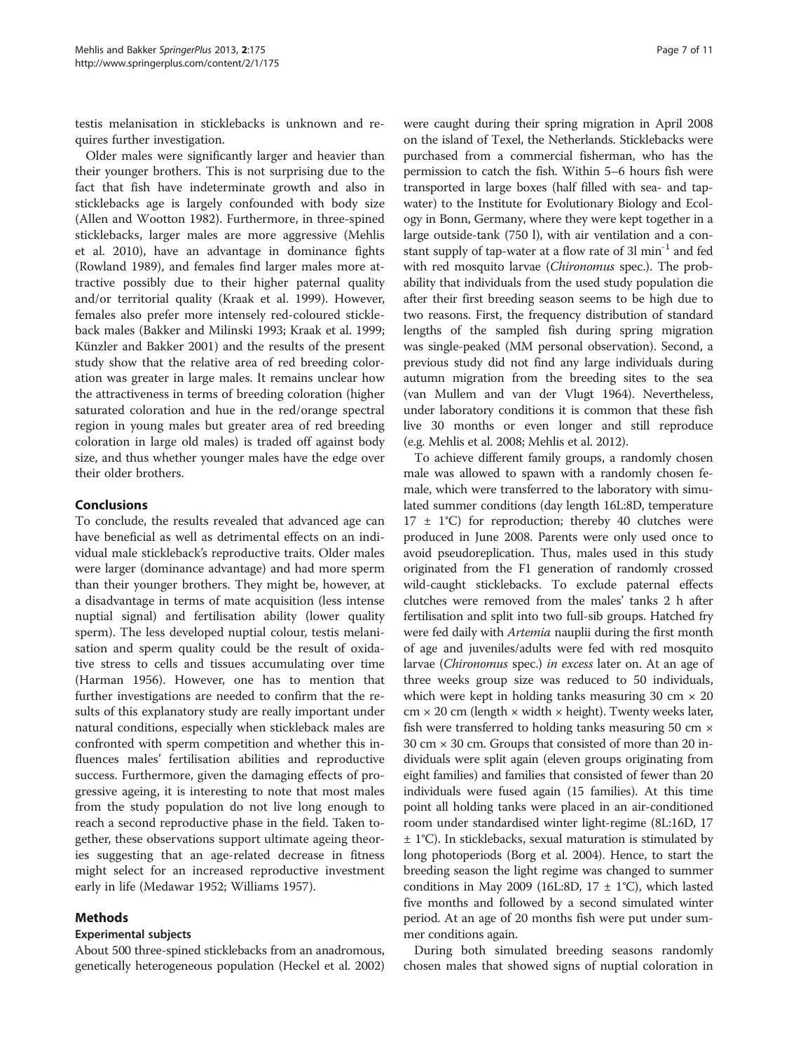testis melanisation in sticklebacks is unknown and requires further investigation.

Older males were significantly larger and heavier than their younger brothers. This is not surprising due to the fact that fish have indeterminate growth and also in sticklebacks age is largely confounded with body size (Allen and Wootton 1982). Furthermore, in three-spined sticklebacks, larger males are more aggressive (Mehlis et al. 2010), have an advantage in dominance fights (Rowland 1989), and females find larger males more attractive possibly due to their higher paternal quality and/or territorial quality (Kraak et al. 1999). However, females also prefer more intensely red-coloured stickleback males (Bakker and Milinski 1993; Kraak et al. 1999; Künzler and Bakker 2001) and the results of the present study show that the relative area of red breeding coloration was greater in large males. It remains unclear how the attractiveness in terms of breeding coloration (higher saturated coloration and hue in the red/orange spectral region in young males but greater area of red breeding coloration in large old males) is traded off against body size, and thus whether younger males have the edge over their older brothers.

## Conclusions

To conclude, the results revealed that advanced age can have beneficial as well as detrimental effects on an individual male stickleback's reproductive traits. Older males were larger (dominance advantage) and had more sperm than their younger brothers. They might be, however, at a disadvantage in terms of mate acquisition (less intense nuptial signal) and fertilisation ability (lower quality sperm). The less developed nuptial colour, testis melanisation and sperm quality could be the result of oxidative stress to cells and tissues accumulating over time (Harman 1956). However, one has to mention that further investigations are needed to confirm that the results of this explanatory study are really important under natural conditions, especially when stickleback males are confronted with sperm competition and whether this influences males' fertilisation abilities and reproductive success. Furthermore, given the damaging effects of progressive ageing, it is interesting to note that most males from the study population do not live long enough to reach a second reproductive phase in the field. Taken together, these observations support ultimate ageing theories suggesting that an age-related decrease in fitness might select for an increased reproductive investment early in life (Medawar 1952; Williams 1957).

## Methods

### Experimental subjects

About 500 three-spined sticklebacks from an anadromous, genetically heterogeneous population (Heckel et al. 2002) were caught during their spring migration in April 2008 on the island of Texel, the Netherlands. Sticklebacks were purchased from a commercial fisherman, who has the permission to catch the fish. Within 5–6 hours fish were transported in large boxes (half filled with sea- and tap-water) to the Institute for Evolutionary Biology and Ecology in Bonn, Germany, where they were kept together in a large outside-tank (750 l), with air ventilation and a constant supply of tap-water at a flow rate of 3l $\min^{-1}$ and fed with red mosquito larvae (*Chironomus* spec.). The probability that individuals from the used study population die after their first breeding season seems to be high due to two reasons. First, the frequency distribution of standard lengths of the sampled fish during spring migration was single-peaked (MM personal observation). Second, a previous study did not find any large individuals during autumn migration from the breeding sites to the sea (van Mullem and van der Vlugt 1964). Nevertheless, under laboratory conditions it is common that these fish live 30 months or even longer and still reproduce (e.g. Mehlis et al. 2008; Mehlis et al. 2012).

To achieve different family groups, a randomly chosen male was allowed to spawn with a randomly chosen female, which were transferred to the laboratory with simulated summer conditions (day length 16L:8D, temperature 17 ± 1°C) for reproduction; thereby 40 clutches were produced in June 2008. Parents were only used once to avoid pseudoreplication. Thus, males used in this study originated from the F1 generation of randomly crossed wild-caught sticklebacks. To exclude paternal effects clutches were removed from the males' tanks 2 h after fertilisation and split into two full-sib groups. Hatched fry were fed daily with *Artemia* nauplii during the first month of age and juveniles/adults were fed with red mosquito larvae (*Chironomus* spec.) *in excess* later on. At an age of three weeks group size was reduced to 50 individuals, which were kept in holding tanks measuring 30 cm × 20 cm × 20 cm (length × width × height). Twenty weeks later, fish were transferred to holding tanks measuring 50 cm × 30 cm × 30 cm. Groups that consisted of more than 20 individuals were split again (eleven groups originating from eight families) and families that consisted of fewer than 20 individuals were fused again (15 families). At this time point all holding tanks were placed in an air-conditioned room under standardised winter light-regime (8L:16D, 17 ± 1°C). In sticklebacks, sexual maturation is stimulated by long photoperiods (Borg et al. 2004). Hence, to start the breeding season the light regime was changed to summer conditions in May 2009 (16L:8D, 17 ± 1°C), which lasted five months and followed by a second simulated winter period. At an age of 20 months fish were put under summer conditions again.

During both simulated breeding seasons randomly chosen males that showed signs of nuptial coloration in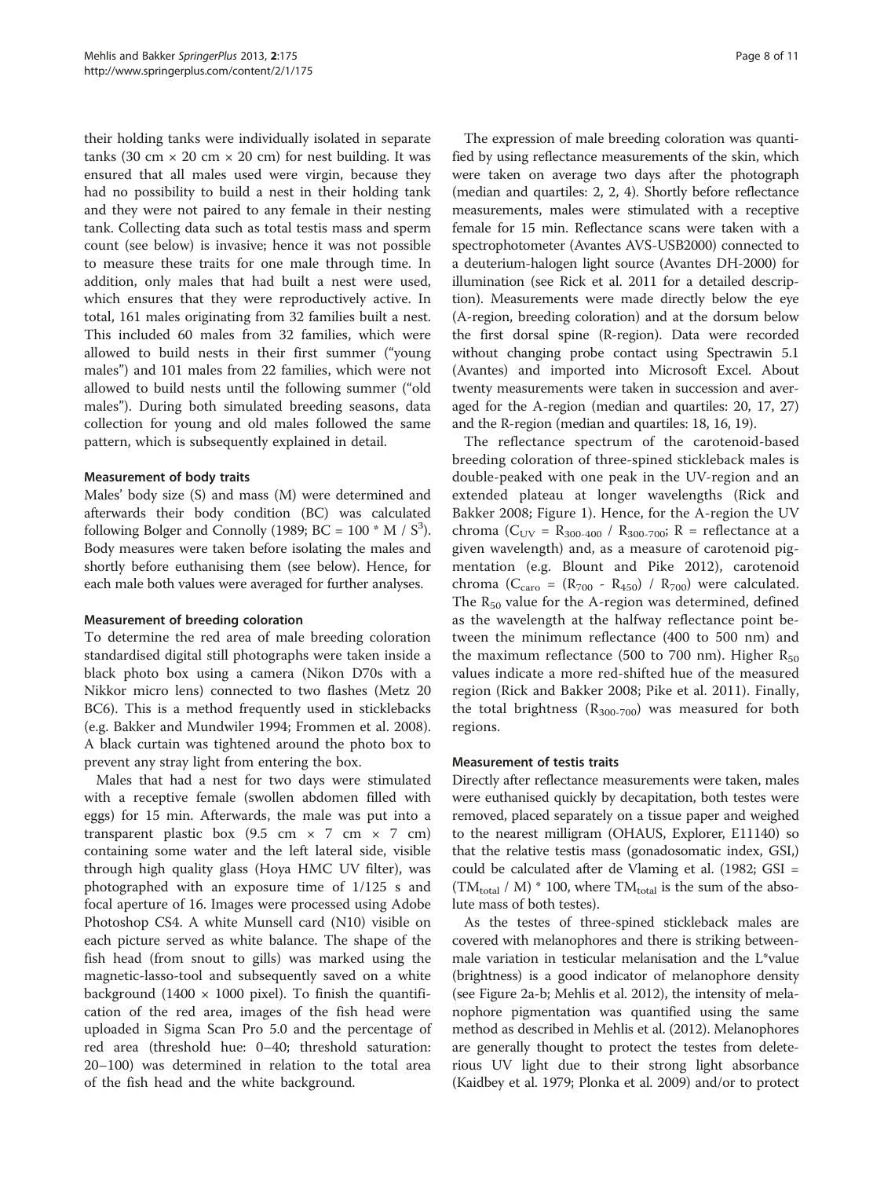their holding tanks were individually isolated in separate tanks (30 cm × 20 cm × 20 cm) for nest building. It was ensured that all males used were virgin, because they had no possibility to build a nest in their holding tank and they were not paired to any female in their nesting tank. Collecting data such as total testis mass and sperm count (see below) is invasive; hence it was not possible to measure these traits for one male through time. In addition, only males that had built a nest were used, which ensures that they were reproductively active. In total, 161 males originating from 32 families built a nest. This included 60 males from 32 families, which were allowed to build nests in their first summer ("young males") and 101 males from 22 families, which were not allowed to build nests until the following summer ("old males"). During both simulated breeding seasons, data collection for young and old males followed the same pattern, which is subsequently explained in detail.

### Measurement of body traits

Males' body size (S) and mass (M) were determined and afterwards their body condition (BC) was calculated following Bolger and Connolly (1989; $BC = 100 * M / S^3$). Body measures were taken before isolating the males and shortly before euthanising them (see below). Hence, for each male both values were averaged for further analyses.

### Measurement of breeding coloration

To determine the red area of male breeding coloration standardised digital still photographs were taken inside a black photo box using a camera (Nikon D70s with a Nikkor micro lens) connected to two flashes (Metz 20 BC6). This is a method frequently used in sticklebacks (e.g. Bakker and Mundwiler 1994; Frommen et al. 2008). A black curtain was tightened around the photo box to prevent any stray light from entering the box.

Males that had a nest for two days were stimulated with a receptive female (swollen abdomen filled with eggs) for 15 min. Afterwards, the male was put into a transparent plastic box (9.5 cm × 7 cm × 7 cm) containing some water and the left lateral side, visible through high quality glass (Hoya HMC UV filter), was photographed with an exposure time of 1/125 s and focal aperture of 16. Images were processed using Adobe Photoshop CS4. A white Munsell card (N10) visible on each picture served as white balance. The shape of the fish head (from snout to gills) was marked using the magnetic-lasso-tool and subsequently saved on a white background (1400 × 1000 pixel). To finish the quantification of the red area, images of the fish head were uploaded in Sigma Scan Pro 5.0 and the percentage of red area (threshold hue: 0–40; threshold saturation: 20–100) was determined in relation to the total area of the fish head and the white background.

The expression of male breeding coloration was quantified by using reflectance measurements of the skin, which were taken on average two days after the photograph (median and quartiles: 2, 2, 4). Shortly before reflectance measurements, males were stimulated with a receptive female for 15 min. Reflectance scans were taken with a spectrophotometer (Avantes AVS-USB2000) connected to a deuterium-halogen light source (Avantes DH-2000) for illumination (see Rick et al. 2011 for a detailed description). Measurements were made directly below the eye (A-region, breeding coloration) and at the dorsum below the first dorsal spine (R-region). Data were recorded without changing probe contact using Spectrawin 5.1 (Avantes) and imported into Microsoft Excel. About twenty measurements were taken in succession and averaged for the A-region (median and quartiles: 20, 17, 27) and the R-region (median and quartiles: 18, 16, 19).

The reflectance spectrum of the carotenoid-based breeding coloration of three-spined stickleback males is double-peaked with one peak in the UV-region and an extended plateau at longer wavelengths (Rick and Bakker 2008; Figure 1). Hence, for the A-region the UV chroma ($C_{UV} = R_{300\text{-}400} / R_{300\text{-}700}$; R = reflectance at a given wavelength) and, as a measure of carotenoid pigmentation (e.g. Blount and Pike 2012), carotenoid chroma ($C_{caro} = (R_{700} - R_{450}) / R_{700}$) were calculated. The $R_{50}$ value for the A-region was determined, defined as the wavelength at the halfway reflectance point between the minimum reflectance (400 to 500 nm) and the maximum reflectance (500 to 700 nm). Higher $R_{50}$ values indicate a more red-shifted hue of the measured region (Rick and Bakker 2008; Pike et al. 2011). Finally, the total brightness ($R_{300\text{-}700}$) was measured for both regions.

### Measurement of testis traits

Directly after reflectance measurements were taken, males were euthanised quickly by decapitation, both testes were removed, placed separately on a tissue paper and weighed to the nearest milligram (OHAUS, Explorer, E11140) so that the relative testis mass (gonadosomatic index, GSI,) could be calculated after de Vlaming et al. (1982; $GSI = (TM_{total} / M) * 100$, where $TM_{total}$ is the sum of the absolute mass of both testes).

As the testes of three-spined stickleback males are covered with melanophores and there is striking between-male variation in testicular melanisation and the L*value (brightness) is a good indicator of melanophore density (see Figure 2a-b; Mehlis et al. 2012), the intensity of melanophore pigmentation was quantified using the same method as described in Mehlis et al. (2012). Melanophores are generally thought to protect the testes from deleterious UV light due to their strong light absorbance (Kaidbey et al. 1979; Plonka et al. 2009) and/or to protect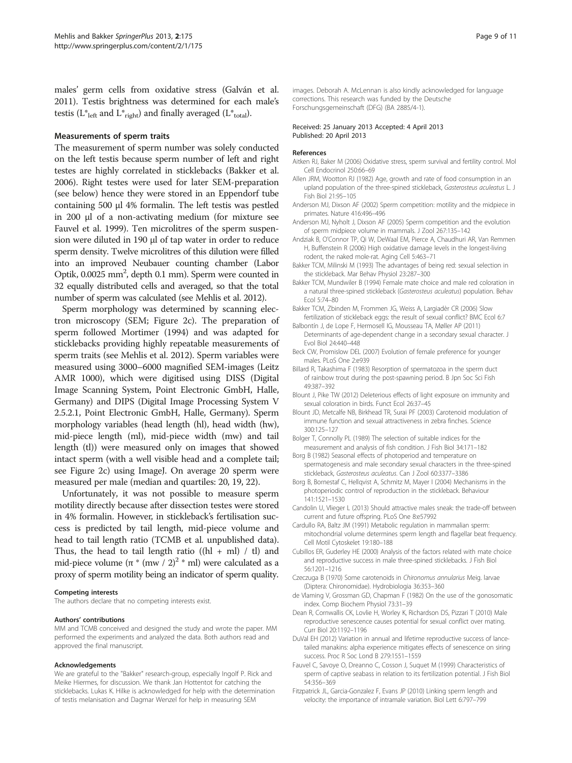males' germ cells from oxidative stress (Galván et al. 2011). Testis brightness was determined for each male's testis ($L^*_{left}$ and $L^*_{right}$) and finally averaged ($L^*_{total}$).

### Measurements of sperm traits

The measurement of sperm number was solely conducted on the left testis because sperm number of left and right testes are highly correlated in sticklebacks (Bakker et al. 2006). Right testes were used for later SEM-preparation (see below) hence they were stored in an Eppendorf tube containing 500 μl 4% formalin. The left testis was pestled in 200 μl of a non-activating medium (for mixture see Fauvel et al. 1999). Ten microlitres of the sperm suspension were diluted in 190 μl of tap water in order to reduce sperm density. Twelve microlitres of this dilution were filled into an improved Neubauer counting chamber (Labor Optik, 0.0025 $mm^2$, depth 0.1 mm). Sperm were counted in 32 equally distributed cells and averaged, so that the total number of sperm was calculated (see Mehlis et al. 2012).

Sperm morphology was determined by scanning electron microscopy (SEM; Figure 2c). The preparation of sperm followed Mortimer (1994) and was adapted for sticklebacks providing highly repeatable measurements of sperm traits (see Mehlis et al. 2012). Sperm variables were measured using 3000–6000 magnified SEM-images (Leitz AMR 1000), which were digitised using DISS (Digital Image Scanning System, Point Electronic GmbH, Halle, Germany) and DIPS (Digital Image Processing System V 2.5.2.1, Point Electronic GmbH, Halle, Germany). Sperm morphology variables (head length (hl), head width (hw), mid-piece length (ml), mid-piece width (mw) and tail length (tl)) were measured only on images that showed intact sperm (with a well visible head and a complete tail; see Figure 2c) using ImageJ. On average 20 sperm were measured per male (median and quartiles: 20, 19, 22).

Unfortunately, it was not possible to measure sperm motility directly because after dissection testes were stored in 4% formalin. However, in stickleback's fertilisation success is predicted by tail length, mid-piece volume and head to tail length ratio (TCMB et al. unpublished data). Thus, the head to tail length ratio ($(hl + ml) / tl$) and mid-piece volume ($\pi * (mw / 2)^2 * ml$) were calculated as a proxy of sperm motility being an indicator of sperm quality.

#### Competing interests

The authors declare that no competing interests exist.

#### Authors' contributions

MM and TCMB conceived and designed the study and wrote the paper. MM performed the experiments and analyzed the data. Both authors read and approved the final manuscript.

#### Acknowledgements

We are grateful to the "Bakker" research-group, especially Ingolf P. Rick and Meike Hiermes, for discussion. We thank Jan Hottentot for catching the sticklebacks. Lukas K. Hilke is acknowledged for help with the determination of testis melanisation and Dagmar Wenzel for help in measuring SEM images. Deborah A. McLennan is also kindly acknowledged for language corrections. This research was funded by the Deutsche Forschungsgemeinschaft (DFG) (BA 2885/4-1).

Received: 25 January 2013 Accepted: 4 April 2013
Published: 20 April 2013

#### References

Aitken RJ, Baker M (2006) Oxidative stress, sperm survival and fertility control. Mol Cell Endocrinol 250:66–69

Allen JRM, Wootton RJ (1982) Age, growth and rate of food consumption in an upland population of the three-spined stickleback, *Gasterosteus aculeatus* L. J Fish Biol 21:95–105

Anderson MJ, Dixson AF (2002) Sperm competition: motility and the midpiece in primates. Nature 416:496–496

Anderson MJ, Nyholt J, Dixson AF (2005) Sperm competition and the evolution of sperm midpiece volume in mammals. J Zool 267:135–142

Andziak B, O'Connor TP, Qi W, DeWaal EM, Pierce A, Chaudhuri AR, Van Remmen H, Buffenstein R (2006) High oxidative damage levels in the longest-living rodent, the naked mole-rat. Aging Cell 5:463–71

Bakker TCM, Milinski M (1993) The advantages of being red: sexual selection in the stickleback. Mar Behav Physiol 23:287–300

Bakker TCM, Mundwiler B (1994) Female mate choice and male red coloration in a natural three-spined stickleback (*Gasterosteus aculeatus*) population. Behav Ecol 5:74–80

Bakker TCM, Zbinden M, Frommen JG, Weiss A, Largiadèr CR (2006) Slow fertilization of stickleback eggs: the result of sexual conflict? BMC Ecol 6:7

Balbontín J, de Lope F, Hermosell IG, Mousseau TA, Møller AP (2011) Determinants of age-dependent change in a secondary sexual character. J Evol Biol 24:440–448

Beck CW, Promislow DEL (2007) Evolution of female preference for younger males. PLoS One 2:e939

Billard R, Takashima F (1983) Resorption of spermatozoa in the sperm duct of rainbow trout during the post-spawning period. B Jpn Soc Sci Fish 49:387–392

Blount J, Pike TW (2012) Deleterious effects of light exposure on immunity and sexual coloration in birds. Funct Ecol 26:37–45

Blount JD, Metcalfe NB, Birkhead TR, Surai PF (2003) Carotenoid modulation of immune function and sexual attractiveness in zebra finches. Science 300:125–127

Bolger T, Connolly PL (1989) The selection of suitable indices for the measurement and analysis of fish condition. J Fish Biol 34:171–182

Borg B (1982) Seasonal effects of photoperiod and temperature on spermatogenesis and male secondary sexual characters in the three-spined stickleback, *Gasterosteus aculeatus*. Can J Zool 60:3377–3386

Borg B, Bornestaf C, Hellqvist A, Schmitz M, Mayer I (2004) Mechanisms in the photoperiodic control of reproduction in the stickleback. Behaviour 141:1521–1530

Candolin U, Vlieger L (2013) Should attractive males sneak: the trade-off between current and future offspring. PLoS One 8:e57992

Cardullo RA, Baltz JM (1991) Metabolic regulation in mammalian sperm: mitochondrial volume determines sperm length and flagellar beat frequency. Cell Motil Cytoskelet 19:180–188

Cubillos ER, Guderley HE (2000) Analysis of the factors related with mate choice and reproductive success in male three-spined sticklebacks. J Fish Biol 56:1201–1216

Czeczuga B (1970) Some carotenoids in *Chironomus annularius* Meig. larvae (Diptera: Chironomidae). Hydrobiologia 36:353–360

de Vlaming V, Grossman GD, Chapman F (1982) On the use of the gonosomatic index. Comp Biochem Physiol 73:31–39

Dean R, Cornwallis CK, Lovlie H, Worley K, Richardson DS, Pizzari T (2010) Male reproductive senescence causes potential for sexual conflict over mating. Curr Biol 20:1192–1196

DuVal EH (2012) Variation in annual and lifetime reproductive success of lance-tailed manakins: alpha experience mitigates effects of senescence on siring success. Proc R Soc Lond B 279:1551–1559

Fauvel C, Savoye O, Dreanno C, Cosson J, Suquet M (1999) Characteristics of sperm of captive seabass in relation to its fertilization potential. J Fish Biol 54:356–369

Fitzpatrick JL, Garcia-Gonzalez F, Evans JP (2010) Linking sperm length and velocity: the importance of intramale variation. Biol Lett 6:797–799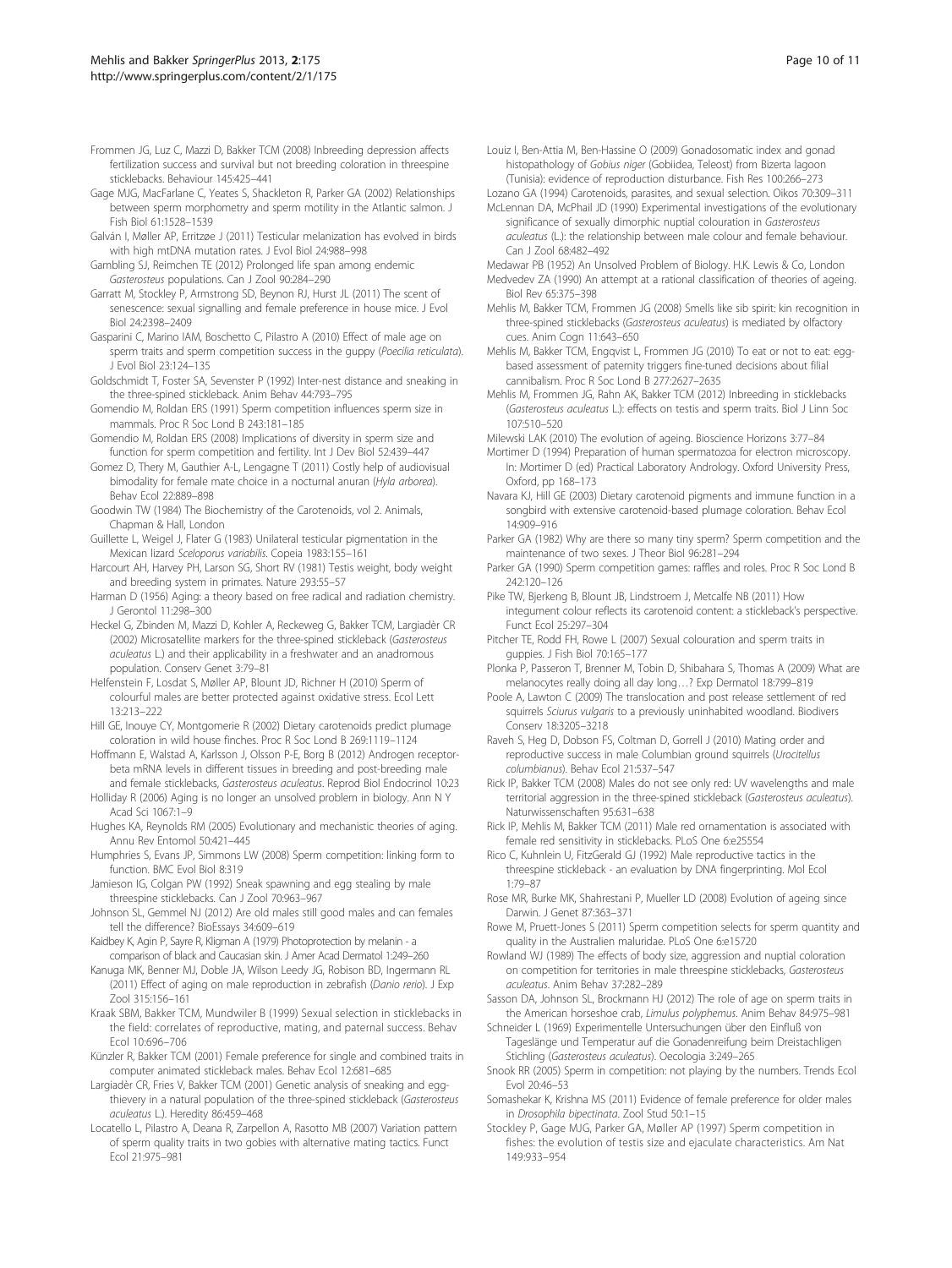Frommen JG, Luz C, Mazzi D, Bakker TCM (2008) Inbreeding depression affects fertilization success and survival but not breeding coloration in threespine sticklebacks. Behaviour 145:425–441

Gage MJG, MacFarlane C, Yeates S, Shackleton R, Parker GA (2002) Relationships between sperm morphometry and sperm motility in the Atlantic salmon. J Fish Biol 61:1528–1539

Galván I, Møller AP, Erritzøe J (2011) Testicular melanization has evolved in birds with high mtDNA mutation rates. J Evol Biol 24:988–998

Gambling SJ, Reimchen TE (2012) Prolonged life span among endemic *Gasterosteus* populations. Can J Zool 90:284–290

Garratt M, Stockley P, Armstrong SD, Beynon RJ, Hurst JL (2011) The scent of senescence: sexual signalling and female preference in house mice. J Evol Biol 24:2398–2409

Gasparini C, Marino IAM, Boschetto C, Pilastro A (2010) Effect of male age on sperm traits and sperm competition success in the guppy (*Poecilia reticulata*). J Evol Biol 23:124–135

Goldschmidt T, Foster SA, Sevenster P (1992) Inter-nest distance and sneaking in the three-spined stickleback. Anim Behav 44:793–795

Gomendio M, Roldan ERS (1991) Sperm competition influences sperm size in mammals. Proc R Soc Lond B 243:181–185

Gomendio M, Roldan ERS (2008) Implications of diversity in sperm size and function for sperm competition and fertility. Int J Dev Biol 52:439–447

Gomez D, Thery M, Gauthier A-L, Lengagne T (2011) Costly help of audiovisual bimodality for female mate choice in a nocturnal anuran (*Hyla arborea*). Behav Ecol 22:889–898

Goodwin TW (1984) The Biochemistry of the Carotenoids, vol 2. Animals, Chapman & Hall, London

Guillette L, Weigel J, Flater G (1983) Unilateral testicular pigmentation in the Mexican lizard *Sceloporus variabilis*. Copeia 1983:155–161

Harcourt AH, Harvey PH, Larson SG, Short RV (1981) Testis weight, body weight and breeding system in primates. Nature 293:55–57

Harman D (1956) Aging: a theory based on free radical and radiation chemistry. J Gerontol 11:298–300

Heckel G, Zbinden M, Mazzi D, Kohler A, Reckeweg G, Bakker TCM, Largiadèr CR (2002) Microsatellite markers for the three-spined stickleback (*Gasterosteus aculeatus* L.) and their applicability in a freshwater and an anadromous population. Conserv Genet 3:79–81

Helfenstein F, Losdat S, Møller AP, Blount JD, Richner H (2010) Sperm of colourful males are better protected against oxidative stress. Ecol Lett 13:213–222

Hill GE, Inouye CY, Montgomerie R (2002) Dietary carotenoids predict plumage coloration in wild house finches. Proc R Soc Lond B 269:1119–1124

Hoffmann E, Walstad A, Karlsson J, Olsson P-E, Borg B (2012) Androgen receptor-beta mRNA levels in different tissues in breeding and post-breeding male and female sticklebacks, *Gasterosteus aculeatus*. Reprod Biol Endocrinol 10:23

Holliday R (2006) Aging is no longer an unsolved problem in biology. Ann N Y Acad Sci 1067:1–9

Hughes KA, Reynolds RM (2005) Evolutionary and mechanistic theories of aging. Annu Rev Entomol 50:421–445

Humphries S, Evans JP, Simmons LW (2008) Sperm competition: linking form to function. BMC Evol Biol 8:319

Jamieson IG, Colgan PW (1992) Sneak spawning and egg stealing by male threespine sticklebacks. Can J Zool 70:963–967

Johnson SL, Gemmel NJ (2012) Are old males still good males and can females tell the difference? BioEssays 34:609–619

Kaidbey K, Agin P, Sayre R, Kligman A (1979) Photoprotection by melanin - a comparison of black and Caucasian skin. J Amer Acad Dermatol 1:249–260

Kanuga MK, Benner MJ, Doble JA, Wilson Leedy JG, Robison BD, Ingermann RL (2011) Effect of aging on male reproduction in zebrafish (*Danio rerio*). J Exp Zool 315:156–161

Kraak SBM, Bakker TCM, Mundwiler B (1999) Sexual selection in sticklebacks in the field: correlates of reproductive, mating, and paternal success. Behav Ecol 10:696–706

Künzler R, Bakker TCM (2001) Female preference for single and combined traits in computer animated stickleback males. Behav Ecol 12:681–685

Largiadèr CR, Fries V, Bakker TCM (2001) Genetic analysis of sneaking and egg-thievery in a natural population of the three-spined stickleback (*Gasterosteus aculeatus* L.). Heredity 86:459–468

Locatello L, Pilastro A, Deana R, Zarpellon A, Rasotto MB (2007) Variation pattern of sperm quality traits in two gobies with alternative mating tactics. Funct Ecol 21:975–981

Louiz I, Ben-Attia M, Ben-Hassine O (2009) Gonadosomatic index and gonad histopathology of *Gobius niger* (Gobiidea, Teleost) from Bizerta lagoon (Tunisia): evidence of reproduction disturbance. Fish Res 100:266–273

Lozano GA (1994) Carotenoids, parasites, and sexual selection. Oikos 70:309–311

McLennan DA, McPhail JD (1990) Experimental investigations of the evolutionary significance of sexually dimorphic nuptial colouration in *Gasterosteus aculeatus* (L.): the relationship between male colour and female behaviour. Can J Zool 68:482–492

Medawar PB (1952) An Unsolved Problem of Biology. H.K. Lewis & Co, London

Medvedev ZA (1990) An attempt at a rational classification of theories of ageing. Biol Rev 65:375–398

Mehlis M, Bakker TCM, Frommen JG (2008) Smells like sib spirit: kin recognition in three-spined sticklebacks (*Gasterosteus aculeatus*) is mediated by olfactory cues. Anim Cogn 11:643–650

Mehlis M, Bakker TCM, Engqvist L, Frommen JG (2010) To eat or not to eat: egg-based assessment of paternity triggers fine-tuned decisions about filial cannibalism. Proc R Soc Lond B 277:2627–2635

Mehlis M, Frommen JG, Rahn AK, Bakker TCM (2012) Inbreeding in sticklebacks (*Gasterosteus aculeatus* L.): effects on testis and sperm traits. Biol J Linn Soc 107:510–520

Milewski LAK (2010) The evolution of ageing. Bioscience Horizons 3:77–84

Mortimer D (1994) Preparation of human spermatozoa for electron microscopy. In: Mortimer D (ed) Practical Laboratory Andrology. Oxford University Press, Oxford, pp 168–173

Navara KJ, Hill GE (2003) Dietary carotenoid pigments and immune function in a songbird with extensive carotenoid-based plumage coloration. Behav Ecol 14:909–916

Parker GA (1982) Why are there so many tiny sperm? Sperm competition and the maintenance of two sexes. J Theor Biol 96:281–294

Parker GA (1990) Sperm competition games: raffles and roles. Proc R Soc Lond B 242:120–126

Pike TW, Bjerkeng B, Blount JB, Lindstroem J, Metcalfe NB (2011) How integument colour reflects its carotenoid content: a stickleback's perspective. Funct Ecol 25:297–304

Pitcher TE, Rodd FH, Rowe L (2007) Sexual colouration and sperm traits in guppies. J Fish Biol 70:165–177

Plonka P, Passeron T, Brenner M, Tobin D, Shibahara S, Thomas A (2009) What are melanocytes really doing all day long…? Exp Dermatol 18:799–819

Poole A, Lawton C (2009) The translocation and post release settlement of red squirrels *Sciurus vulgaris* to a previously uninhabited woodland. Biodivers Conserv 18:3205–3218

Raveh S, Heg D, Dobson FS, Coltman D, Gorrell J (2010) Mating order and reproductive success in male Columbian ground squirrels (*Urocitellus columbianus*). Behav Ecol 21:537–547

Rick IP, Bakker TCM (2008) Males do not see only red: UV wavelengths and male territorial aggression in the three-spined stickleback (*Gasterosteus aculeatus*). Naturwissenschaften 95:631–638

Rick IP, Mehlis M, Bakker TCM (2011) Male red ornamentation is associated with female red sensitivity in sticklebacks. PLoS One 6:e25554

Rico C, Kuhnlein U, FitzGerald GJ (1992) Male reproductive tactics in the threespine stickleback - an evaluation by DNA fingerprinting. Mol Ecol 1:79–87

Rose MR, Burke MK, Shahrestani P, Mueller LD (2008) Evolution of ageing since Darwin. J Genet 87:363–371

Rowe M, Pruett-Jones S (2011) Sperm competition selects for sperm quantity and quality in the Australien maluridae. PLoS One 6:e15720

Rowland WJ (1989) The effects of body size, aggression and nuptial coloration on competition for territories in male threespine sticklebacks, *Gasterosteus aculeatus*. Anim Behav 37:282–289

Sasson DA, Johnson SL, Brockmann HJ (2012) The role of age on sperm traits in the American horseshoe crab, *Limulus polyphemus*. Anim Behav 84:975–981

Schneider L (1969) Experimentelle Untersuchungen über den Einfluß von Tageslänge und Temperatur auf die Gonadenreifung beim Dreistachligen Stichling (*Gasterosteus aculeatus*). Oecologia 3:249–265

Snook RR (2005) Sperm in competition: not playing by the numbers. Trends Ecol Evol 20:46–53

Somashekar K, Krishna MS (2011) Evidence of female preference for older males in *Drosophila bipectinata*. Zool Stud 50:1–15

Stockley P, Gage MJG, Parker GA, Møller AP (1997) Sperm competition in fishes: the evolution of testis size and ejaculate characteristics. Am Nat 149:933–954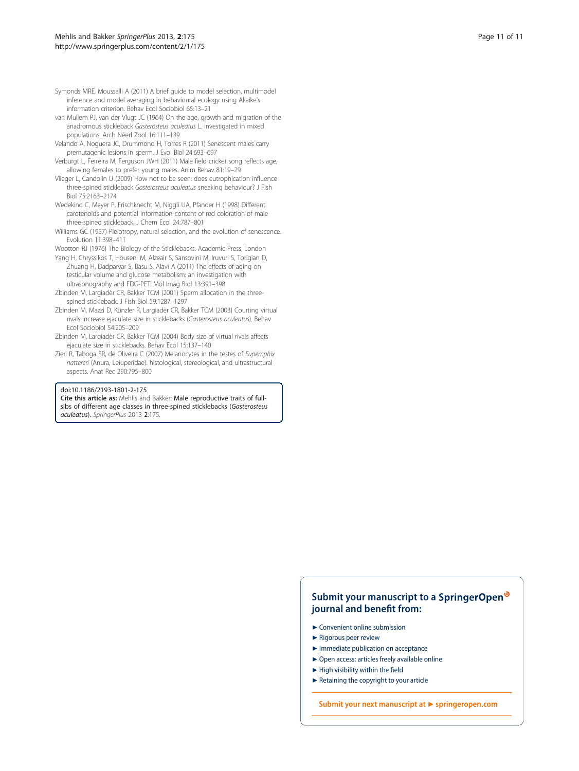Symonds MRE, Moussalli A (2011) A brief guide to model selection, multimodel inference and model averaging in behavioural ecology using Akaike's information criterion. Behav Ecol Sociobiol 65:13–21

van Mullem PJ, van der Vlugt JC (1964) On the age, growth and migration of the anadromous stickleback *Gasterosteus aculeatus* L. investigated in mixed populations. Arch Néerl Zool 16:111–139

Velando A, Noguera JC, Drummond H, Torres R (2011) Senescent males carry premutagenic lesions in sperm. J Evol Biol 24:693–697

Verburgt L, Ferreira M, Ferguson JWH (2011) Male field cricket song reflects age, allowing females to prefer young males. Anim Behav 81:19–29

Vlieger L, Candolin U (2009) How not to be seen: does eutrophication influence three-spined stickleback *Gasterosteus aculeatus* sneaking behaviour? J Fish Biol 75:2163–2174

Wedekind C, Meyer P, Frischknecht M, Niggli UA, Pfander H (1998) Different carotenoids and potential information content of red coloration of male three-spined stickleback. J Chem Ecol 24:787–801

Williams GC (1957) Pleiotropy, natural selection, and the evolution of senescence. Evolution 11:398–411

Wootton RJ (1976) The Biology of the Sticklebacks. Academic Press, London

Yang H, Chryssikos T, Houseni M, Alzeair S, Sansovini M, Iruvuri S, Torigian D, Zhuang H, Dadparvar S, Basu S, Alavi A (2011) The effects of aging on testicular volume and glucose metabolism: an investigation with ultrasonography and FDG-PET. Mol Imag Biol 13:391–398

Zbinden M, Largiadèr CR, Bakker TCM (2001) Sperm allocation in the three-spined stickleback. J Fish Biol 59:1287–1297

Zbinden M, Mazzi D, Künzler R, Largiadèr CR, Bakker TCM (2003) Courting virtual rivals increase ejaculate size in sticklebacks (*Gasterosteus aculeatus*). Behav Ecol Sociobiol 54:205–209

Zbinden M, Largiadèr CR, Bakker TCM (2004) Body size of virtual rivals affects ejaculate size in sticklebacks. Behav Ecol 15:137–140

Zieri R, Taboga SR, de Oliveira C (2007) Melanocytes in the testes of *Eupemphix nattereri* (Anura, Leiuperidae): histological, stereological, and ultrastructural aspects. Anat Rec 290:795–800

doi:10.1186/2193-1801-2-175

**Cite this article as:** Mehlis and Bakker: **Male reproductive traits of full-sibs of different age classes in three-spined sticklebacks (*Gasterosteus aculeatus*).** *SpringerPlus* 2013 **2**:175.

**Submit your manuscript to a SpringerOpen journal and benefit from:**

- ► Convenient online submission
- ► Rigorous peer review
- ► Immediate publication on acceptance
- ► Open access: articles freely available online
- ► High visibility within the field
- ► Retaining the copyright to your article

**Submit your next manuscript at ► springeropen.com**